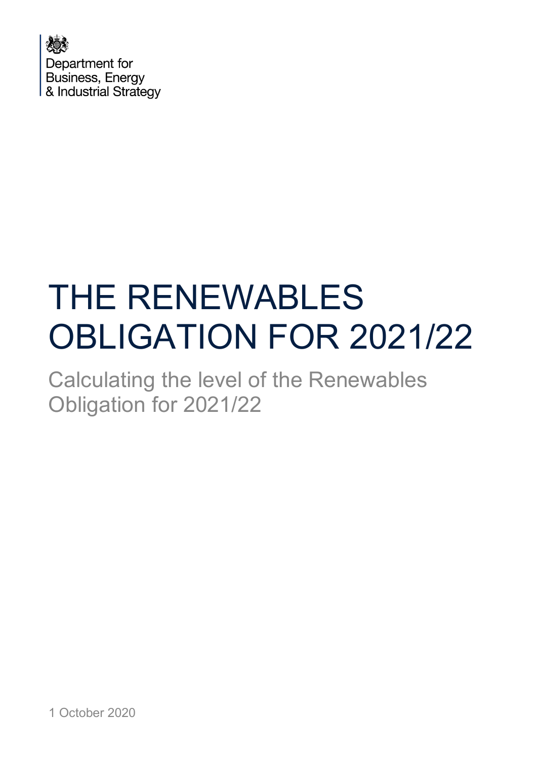Department for Business, Energy & Industrial Strategy

# THE RENEWABLES OBLIGATION FOR 2021/22

## Calculating the level of the Renewables Obligation for 2021/22

1 October 2020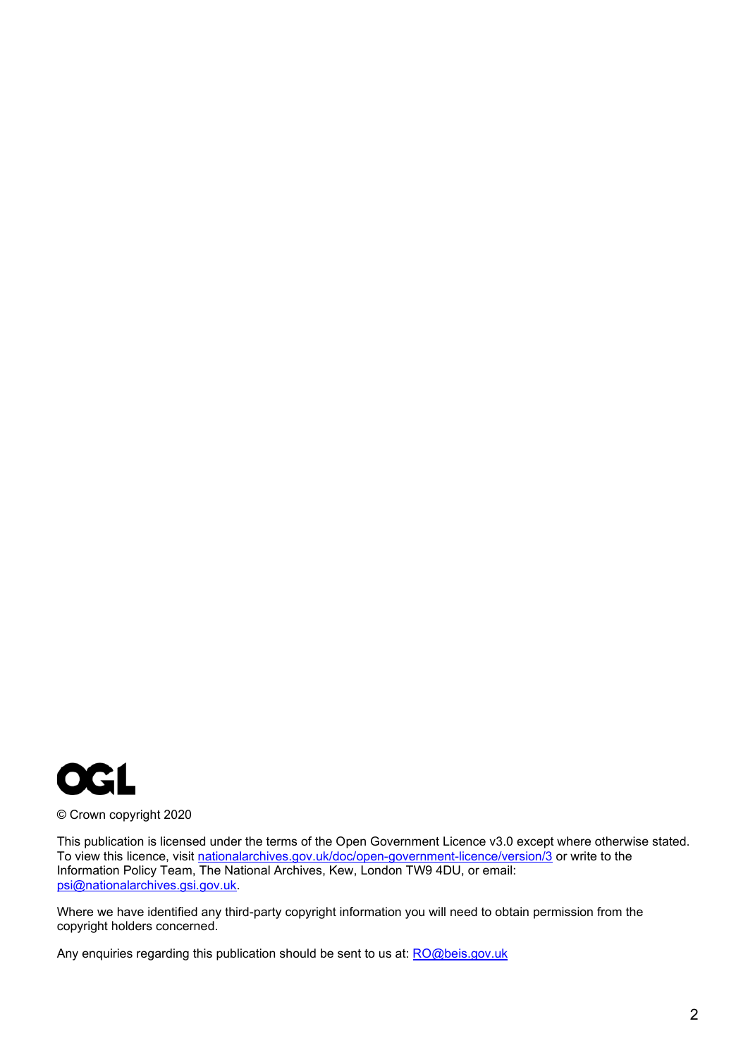OGL

© Crown copyright 2020

This publication is licensed under the terms of the Open Government Licence v3.0 except where otherwise stated. To view this licence, visit nationalarchives.gov.uk/doc/open-government-licence/version/3 or write to the Information Policy Team, The National Archives, Kew, London TW9 4DU, or email: psi@nationalarchives.gsi.gov.uk.

Where we have identified any third-party copyright information you will need to obtain permission from the copyright holders concerned.

Any enquiries regarding this publication should be sent to us at: RO@beis.gov.uk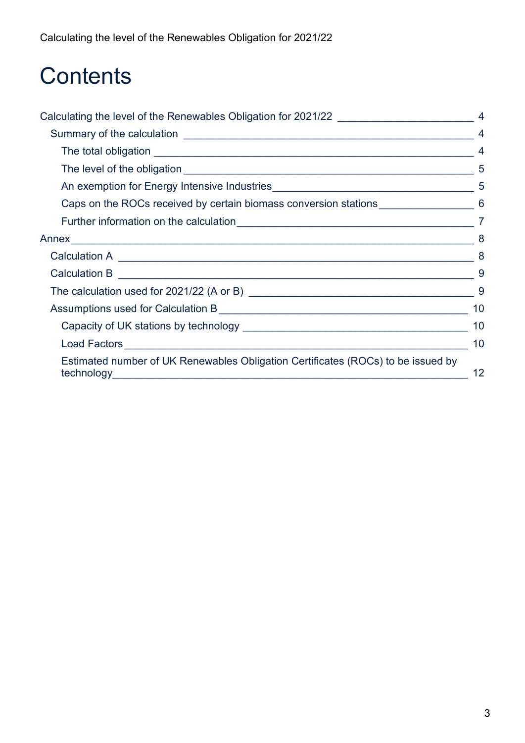# Contents

- Calculating the level of the Renewables Obligation for 2021/22 — 4
  - Summary of the calculation — 4
    - The total obligation — 4
    - The level of the obligation — 5
    - An exemption for Energy Intensive Industries — 5
    - Caps on the ROCs received by certain biomass conversion stations — 6
    - Further information on the calculation — 7
- Annex — 8
  - Calculation A — 8
  - Calculation B — 9
  - The calculation used for 2021/22 (A or B) — 9
  - Assumptions used for Calculation B — 10
    - Capacity of UK stations by technology — 10
    - Load Factors — 10
    - Estimated number of UK Renewables Obligation Certificates (ROCs) to be issued by technology — 12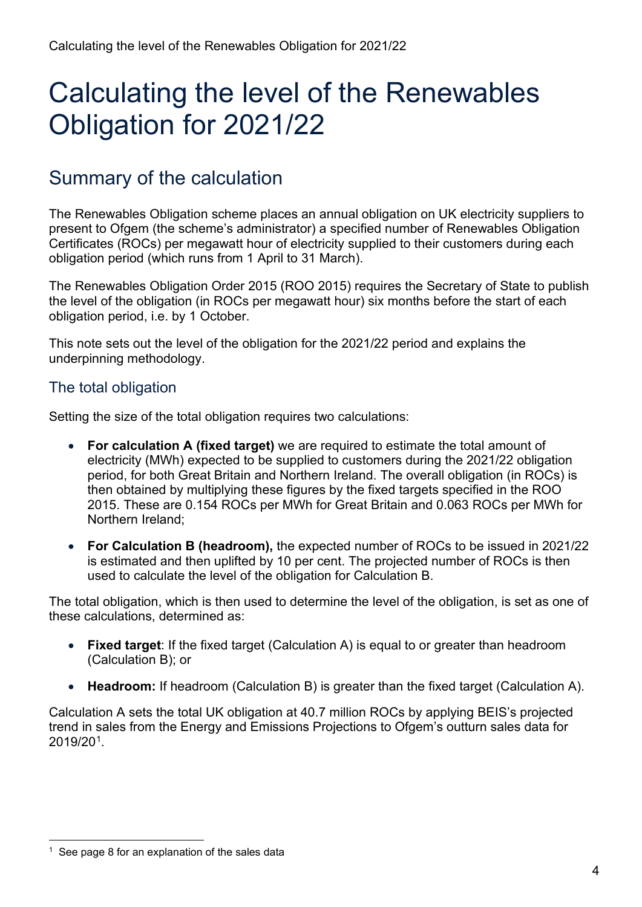# Calculating the level of the Renewables Obligation for 2021/22

## Summary of the calculation

The Renewables Obligation scheme places an annual obligation on UK electricity suppliers to present to Ofgem (the scheme's administrator) a specified number of Renewables Obligation Certificates (ROCs) per megawatt hour of electricity supplied to their customers during each obligation period (which runs from 1 April to 31 March).

The Renewables Obligation Order 2015 (ROO 2015) requires the Secretary of State to publish the level of the obligation (in ROCs per megawatt hour) six months before the start of each obligation period, i.e. by 1 October.

This note sets out the level of the obligation for the 2021/22 period and explains the underpinning methodology.

### The total obligation

Setting the size of the total obligation requires two calculations:

- **For calculation A (fixed target)** we are required to estimate the total amount of electricity (MWh) expected to be supplied to customers during the 2021/22 obligation period, for both Great Britain and Northern Ireland. The overall obligation (in ROCs) is then obtained by multiplying these figures by the fixed targets specified in the ROO 2015. These are 0.154 ROCs per MWh for Great Britain and 0.063 ROCs per MWh for Northern Ireland;
- **For Calculation B (headroom),** the expected number of ROCs to be issued in 2021/22 is estimated and then uplifted by 10 per cent. The projected number of ROCs is then used to calculate the level of the obligation for Calculation B.

The total obligation, which is then used to determine the level of the obligation, is set as one of these calculations, determined as:

- **Fixed target**: If the fixed target (Calculation A) is equal to or greater than headroom (Calculation B); or
- **Headroom:** If headroom (Calculation B) is greater than the fixed target (Calculation A).

Calculation A sets the total UK obligation at 40.7 million ROCs by applying BEIS's projected trend in sales from the Energy and Emissions Projections to Ofgem's outturn sales data for 2019/20[1].

[1] See page 8 for an explanation of the sales data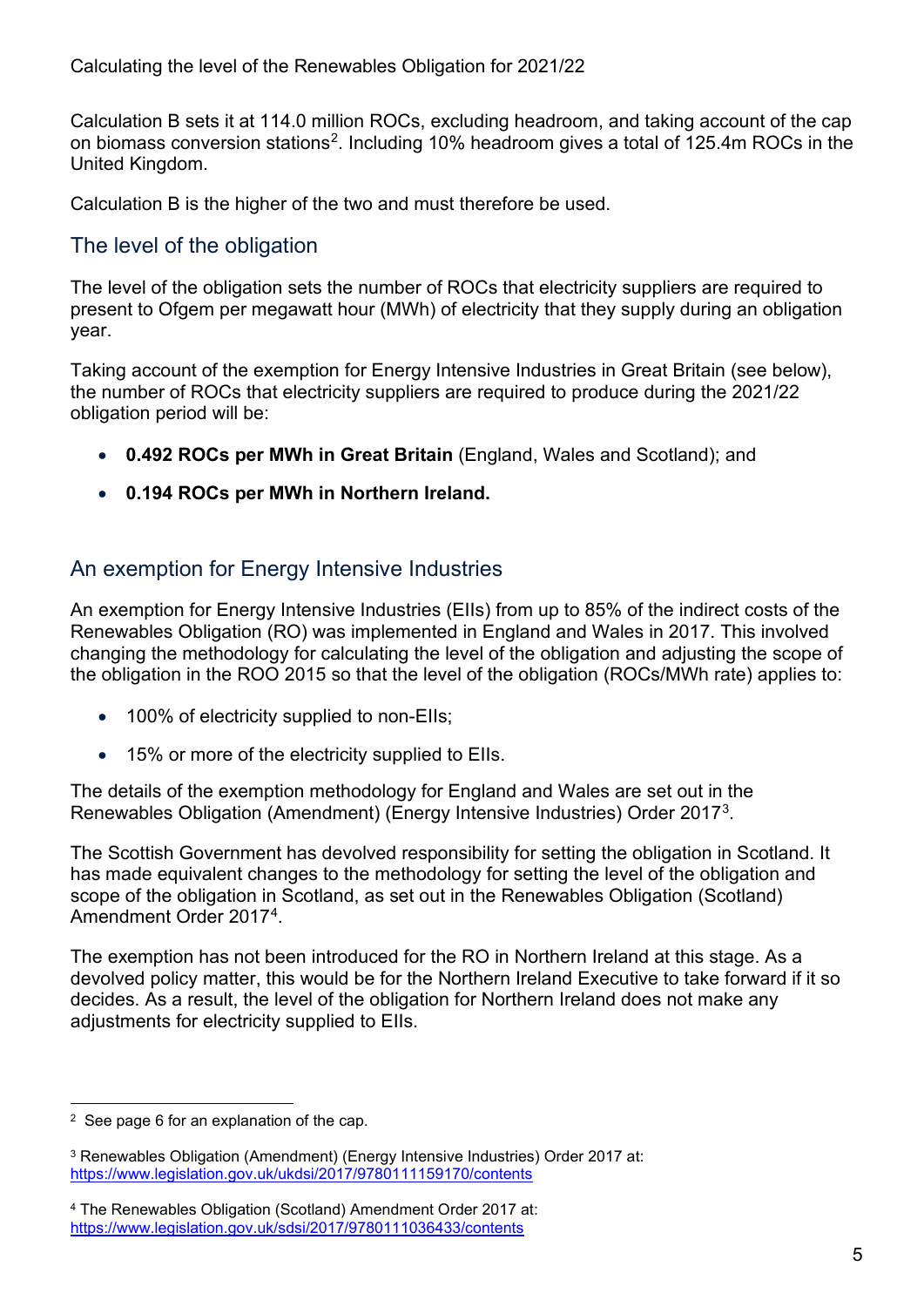Calculation B sets it at 114.0 million ROCs, excluding headroom, and taking account of the cap on biomass conversion stations[2]. Including 10% headroom gives a total of 125.4m ROCs in the United Kingdom.

Calculation B is the higher of the two and must therefore be used.

## The level of the obligation

The level of the obligation sets the number of ROCs that electricity suppliers are required to present to Ofgem per megawatt hour (MWh) of electricity that they supply during an obligation year.

Taking account of the exemption for Energy Intensive Industries in Great Britain (see below), the number of ROCs that electricity suppliers are required to produce during the 2021/22 obligation period will be:

- **0.492 ROCs per MWh in Great Britain** (England, Wales and Scotland); and
- **0.194 ROCs per MWh in Northern Ireland.**

## An exemption for Energy Intensive Industries

An exemption for Energy Intensive Industries (EIIs) from up to 85% of the indirect costs of the Renewables Obligation (RO) was implemented in England and Wales in 2017. This involved changing the methodology for calculating the level of the obligation and adjusting the scope of the obligation in the ROO 2015 so that the level of the obligation (ROCs/MWh rate) applies to:

- 100% of electricity supplied to non-EIIs;
- 15% or more of the electricity supplied to EIIs.

The details of the exemption methodology for England and Wales are set out in the Renewables Obligation (Amendment) (Energy Intensive Industries) Order 2017[3].

The Scottish Government has devolved responsibility for setting the obligation in Scotland. It has made equivalent changes to the methodology for setting the level of the obligation and scope of the obligation in Scotland, as set out in the Renewables Obligation (Scotland) Amendment Order 2017[4].

The exemption has not been introduced for the RO in Northern Ireland at this stage. As a devolved policy matter, this would be for the Northern Ireland Executive to take forward if it so decides. As a result, the level of the obligation for Northern Ireland does not make any adjustments for electricity supplied to EIIs.

---

[2] See page 6 for an explanation of the cap.

[3] Renewables Obligation (Amendment) (Energy Intensive Industries) Order 2017 at: https://www.legislation.gov.uk/ukdsi/2017/9780111159170/contents

[4] The Renewables Obligation (Scotland) Amendment Order 2017 at: https://www.legislation.gov.uk/sdsi/2017/9780111036433/contents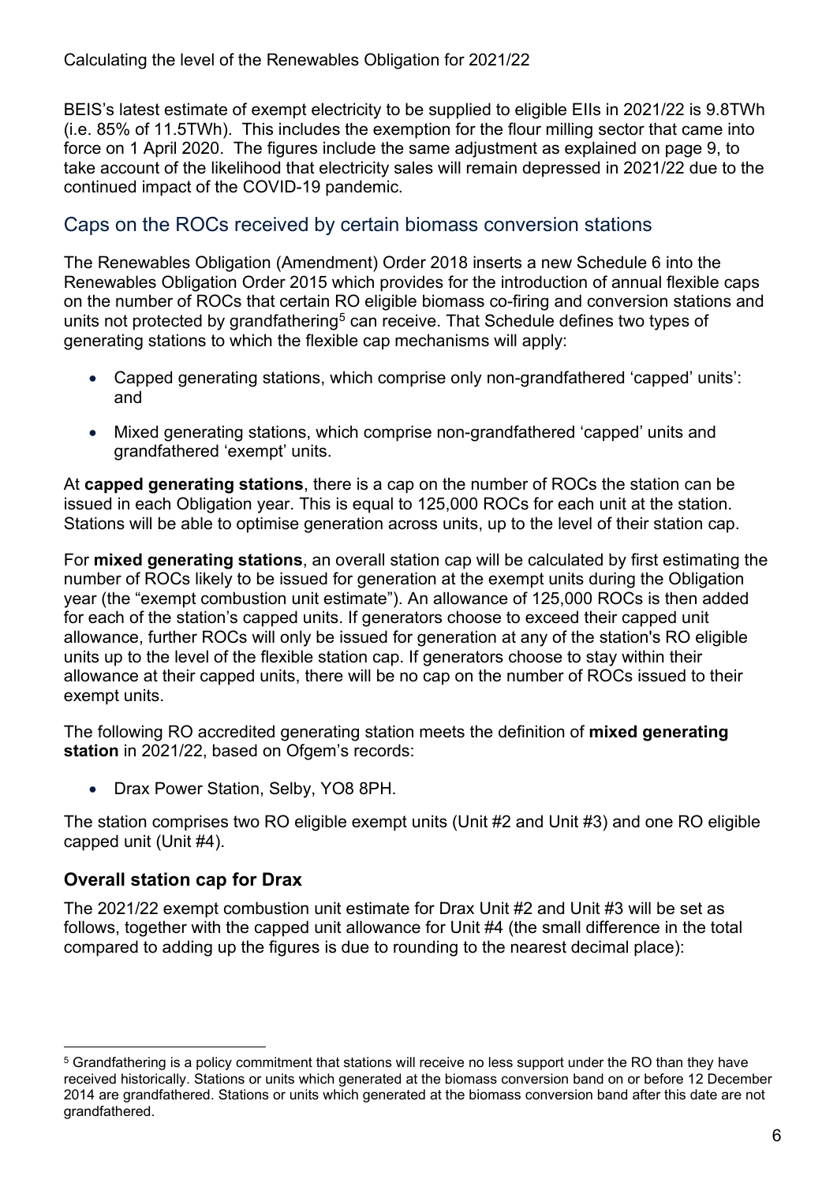BEIS's latest estimate of exempt electricity to be supplied to eligible EIIs in 2021/22 is 9.8TWh (i.e. 85% of 11.5TWh). This includes the exemption for the flour milling sector that came into force on 1 April 2020. The figures include the same adjustment as explained on page 9, to take account of the likelihood that electricity sales will remain depressed in 2021/22 due to the continued impact of the COVID-19 pandemic.

## Caps on the ROCs received by certain biomass conversion stations

The Renewables Obligation (Amendment) Order 2018 inserts a new Schedule 6 into the Renewables Obligation Order 2015 which provides for the introduction of annual flexible caps on the number of ROCs that certain RO eligible biomass co-firing and conversion stations and units not protected by grandfathering[5] can receive. That Schedule defines two types of generating stations to which the flexible cap mechanisms will apply:

- Capped generating stations, which comprise only non-grandfathered 'capped' units': and
- Mixed generating stations, which comprise non-grandfathered 'capped' units and grandfathered 'exempt' units.

At **capped generating stations**, there is a cap on the number of ROCs the station can be issued in each Obligation year. This is equal to 125,000 ROCs for each unit at the station. Stations will be able to optimise generation across units, up to the level of their station cap.

For **mixed generating stations**, an overall station cap will be calculated by first estimating the number of ROCs likely to be issued for generation at the exempt units during the Obligation year (the "exempt combustion unit estimate"). An allowance of 125,000 ROCs is then added for each of the station's capped units. If generators choose to exceed their capped unit allowance, further ROCs will only be issued for generation at any of the station's RO eligible units up to the level of the flexible station cap. If generators choose to stay within their allowance at their capped units, there will be no cap on the number of ROCs issued to their exempt units.

The following RO accredited generating station meets the definition of **mixed generating station** in 2021/22, based on Ofgem's records:

- Drax Power Station, Selby, YO8 8PH.

The station comprises two RO eligible exempt units (Unit #2 and Unit #3) and one RO eligible capped unit (Unit #4).

### Overall station cap for Drax

The 2021/22 exempt combustion unit estimate for Drax Unit #2 and Unit #3 will be set as follows, together with the capped unit allowance for Unit #4 (the small difference in the total compared to adding up the figures is due to rounding to the nearest decimal place):

[5] Grandfathering is a policy commitment that stations will receive no less support under the RO than they have received historically. Stations or units which generated at the biomass conversion band on or before 12 December 2014 are grandfathered. Stations or units which generated at the biomass conversion band after this date are not grandfathered.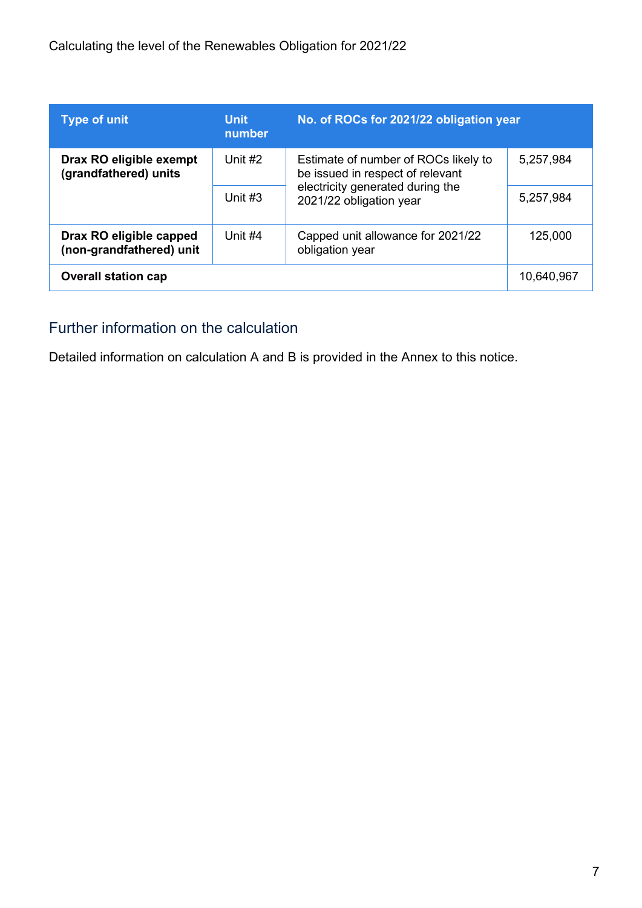| Type of unit | Unit number | No. of ROCs for 2021/22 obligation year | |
|---|---|---|---|
| **Drax RO eligible exempt (grandfathered) units** | Unit #2 | Estimate of number of ROCs likely to be issued in respect of relevant electricity generated during the 2021/22 obligation year | 5,257,984 |
| | Unit #3 | | 5,257,984 |
| **Drax RO eligible capped (non-grandfathered) unit** | Unit #4 | Capped unit allowance for 2021/22 obligation year | 125,000 |
| **Overall station cap** | | | 10,640,967 |

## Further information on the calculation

Detailed information on calculation A and B is provided in the Annex to this notice.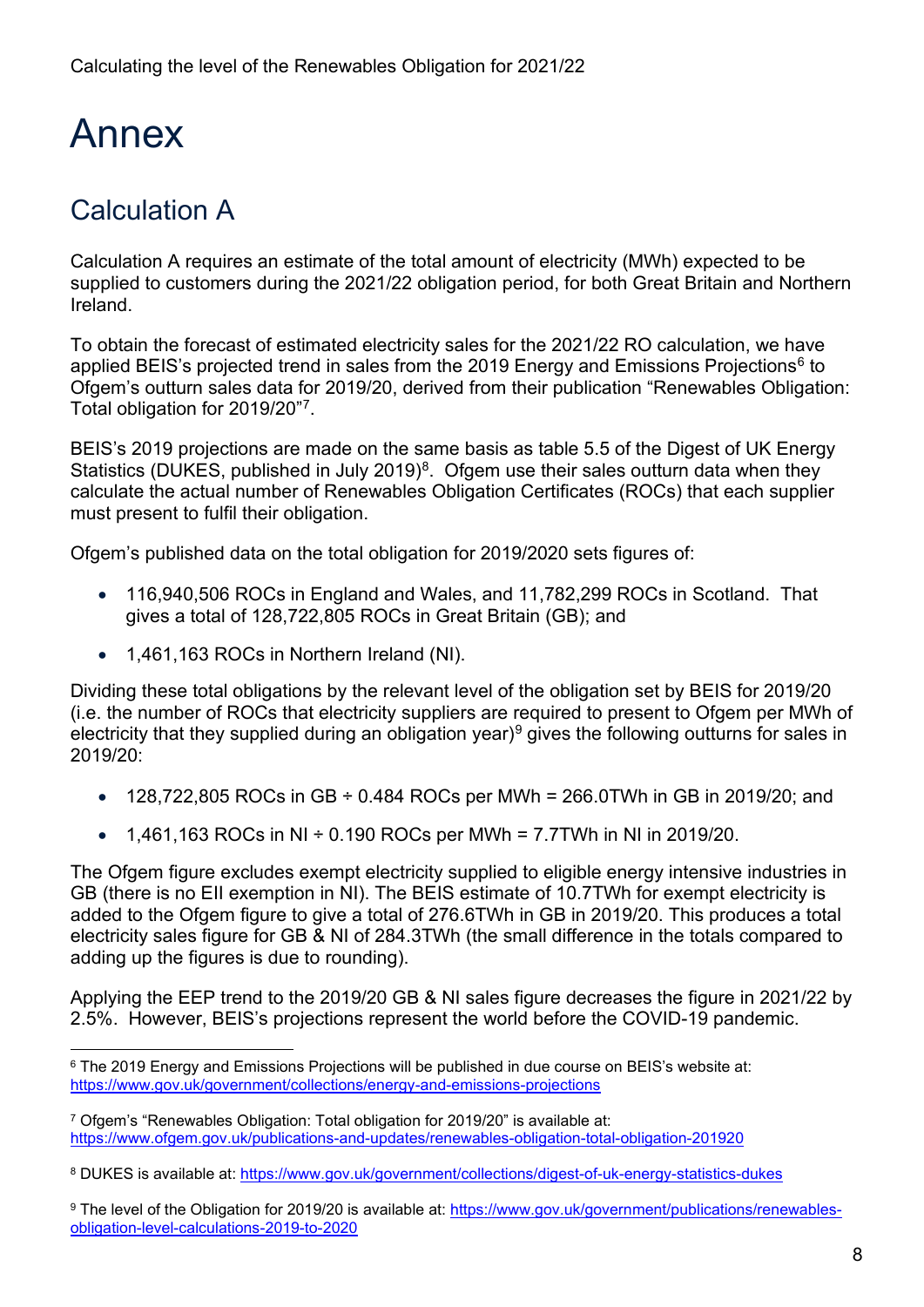# Annex

## Calculation A

Calculation A requires an estimate of the total amount of electricity (MWh) expected to be supplied to customers during the 2021/22 obligation period, for both Great Britain and Northern Ireland.

To obtain the forecast of estimated electricity sales for the 2021/22 RO calculation, we have applied BEIS's projected trend in sales from the 2019 Energy and Emissions Projections[6] to Ofgem's outturn sales data for 2019/20, derived from their publication "Renewables Obligation: Total obligation for 2019/20"[7].

BEIS's 2019 projections are made on the same basis as table 5.5 of the Digest of UK Energy Statistics (DUKES, published in July 2019)[8]. Ofgem use their sales outturn data when they calculate the actual number of Renewables Obligation Certificates (ROCs) that each supplier must present to fulfil their obligation.

Ofgem's published data on the total obligation for 2019/2020 sets figures of:

- 116,940,506 ROCs in England and Wales, and 11,782,299 ROCs in Scotland. That gives a total of 128,722,805 ROCs in Great Britain (GB); and
- 1,461,163 ROCs in Northern Ireland (NI).

Dividing these total obligations by the relevant level of the obligation set by BEIS for 2019/20 (i.e. the number of ROCs that electricity suppliers are required to present to Ofgem per MWh of electricity that they supplied during an obligation year)[9] gives the following outturns for sales in 2019/20:

- 128,722,805 ROCs in GB ÷ 0.484 ROCs per MWh = 266.0TWh in GB in 2019/20; and
- 1,461,163 ROCs in NI ÷ 0.190 ROCs per MWh = 7.7TWh in NI in 2019/20.

The Ofgem figure excludes exempt electricity supplied to eligible energy intensive industries in GB (there is no EII exemption in NI). The BEIS estimate of 10.7TWh for exempt electricity is added to the Ofgem figure to give a total of 276.6TWh in GB in 2019/20. This produces a total electricity sales figure for GB & NI of 284.3TWh (the small difference in the totals compared to adding up the figures is due to rounding).

Applying the EEP trend to the 2019/20 GB & NI sales figure decreases the figure in 2021/22 by 2.5%. However, BEIS's projections represent the world before the COVID-19 pandemic.

---

[6] The 2019 Energy and Emissions Projections will be published in due course on BEIS's website at: https://www.gov.uk/government/collections/energy-and-emissions-projections

[7] Ofgem's "Renewables Obligation: Total obligation for 2019/20" is available at: https://www.ofgem.gov.uk/publications-and-updates/renewables-obligation-total-obligation-201920

[8] DUKES is available at: https://www.gov.uk/government/collections/digest-of-uk-energy-statistics-dukes

[9] The level of the Obligation for 2019/20 is available at: https://www.gov.uk/government/publications/renewables-obligation-level-calculations-2019-to-2020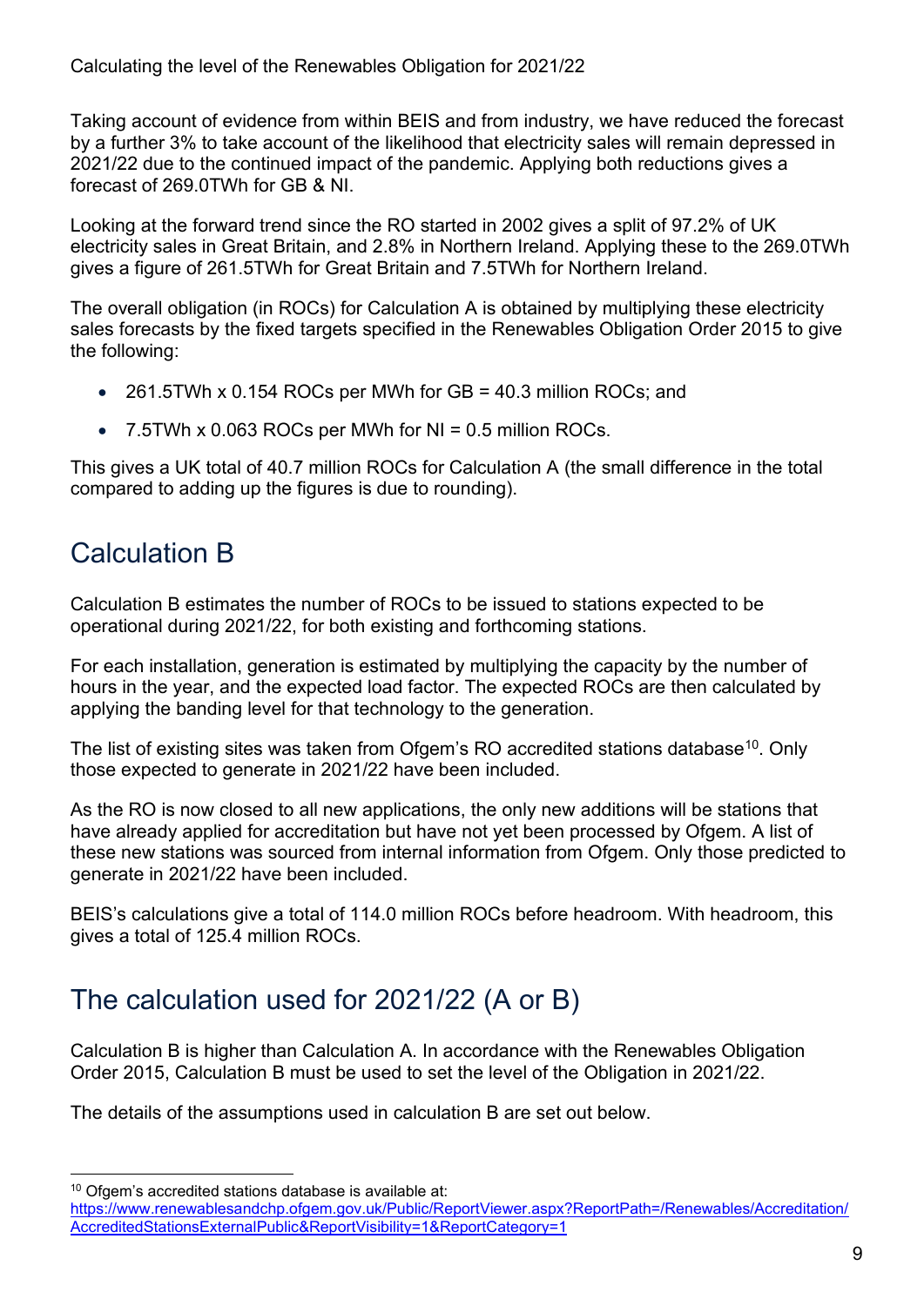Taking account of evidence from within BEIS and from industry, we have reduced the forecast by a further 3% to take account of the likelihood that electricity sales will remain depressed in 2021/22 due to the continued impact of the pandemic. Applying both reductions gives a forecast of 269.0TWh for GB & NI.

Looking at the forward trend since the RO started in 2002 gives a split of 97.2% of UK electricity sales in Great Britain, and 2.8% in Northern Ireland. Applying these to the 269.0TWh gives a figure of 261.5TWh for Great Britain and 7.5TWh for Northern Ireland.

The overall obligation (in ROCs) for Calculation A is obtained by multiplying these electricity sales forecasts by the fixed targets specified in the Renewables Obligation Order 2015 to give the following:

- 261.5TWh x 0.154 ROCs per MWh for GB = 40.3 million ROCs; and
- 7.5TWh x 0.063 ROCs per MWh for NI = 0.5 million ROCs.

This gives a UK total of 40.7 million ROCs for Calculation A (the small difference in the total compared to adding up the figures is due to rounding).

## Calculation B

Calculation B estimates the number of ROCs to be issued to stations expected to be operational during 2021/22, for both existing and forthcoming stations.

For each installation, generation is estimated by multiplying the capacity by the number of hours in the year, and the expected load factor. The expected ROCs are then calculated by applying the banding level for that technology to the generation.

The list of existing sites was taken from Ofgem's RO accredited stations database[10]. Only those expected to generate in 2021/22 have been included.

As the RO is now closed to all new applications, the only new additions will be stations that have already applied for accreditation but have not yet been processed by Ofgem. A list of these new stations was sourced from internal information from Ofgem. Only those predicted to generate in 2021/22 have been included.

BEIS's calculations give a total of 114.0 million ROCs before headroom. With headroom, this gives a total of 125.4 million ROCs.

## The calculation used for 2021/22 (A or B)

Calculation B is higher than Calculation A. In accordance with the Renewables Obligation Order 2015, Calculation B must be used to set the level of the Obligation in 2021/22.

The details of the assumptions used in calculation B are set out below.

[10] Ofgem's accredited stations database is available at: https://www.renewablesandchp.ofgem.gov.uk/Public/ReportViewer.aspx?ReportPath=/Renewables/Accreditation/AccreditedStationsExternalPublic&ReportVisibility=1&ReportCategory=1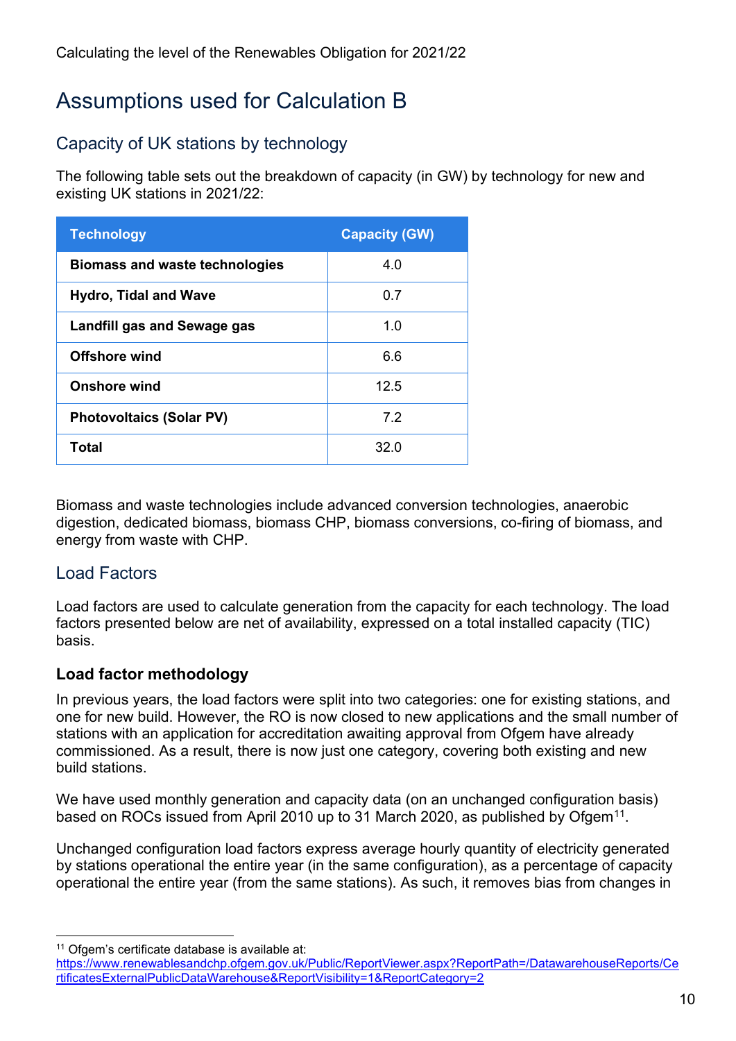# Assumptions used for Calculation B

## Capacity of UK stations by technology

The following table sets out the breakdown of capacity (in GW) by technology for new and existing UK stations in 2021/22:

| Technology | Capacity (GW) |
|---|---|
| **Biomass and waste technologies** | 4.0 |
| **Hydro, Tidal and Wave** | 0.7 |
| **Landfill gas and Sewage gas** | 1.0 |
| **Offshore wind** | 6.6 |
| **Onshore wind** | 12.5 |
| **Photovoltaics (Solar PV)** | 7.2 |
| **Total** | 32.0 |

Biomass and waste technologies include advanced conversion technologies, anaerobic digestion, dedicated biomass, biomass CHP, biomass conversions, co-firing of biomass, and energy from waste with CHP.

## Load Factors

Load factors are used to calculate generation from the capacity for each technology. The load factors presented below are net of availability, expressed on a total installed capacity (TIC) basis.

### Load factor methodology

In previous years, the load factors were split into two categories: one for existing stations, and one for new build. However, the RO is now closed to new applications and the small number of stations with an application for accreditation awaiting approval from Ofgem have already commissioned. As a result, there is now just one category, covering both existing and new build stations.

We have used monthly generation and capacity data (on an unchanged configuration basis) based on ROCs issued from April 2010 up to 31 March 2020, as published by Ofgem[11].

Unchanged configuration load factors express average hourly quantity of electricity generated by stations operational the entire year (in the same configuration), as a percentage of capacity operational the entire year (from the same stations). As such, it removes bias from changes in

[11] Ofgem's certificate database is available at: https://www.renewablesandchp.ofgem.gov.uk/Public/ReportViewer.aspx?ReportPath=/DatawarehouseReports/CertificatesExternalPublicDataWarehouse&ReportVisibility=1&ReportCategory=2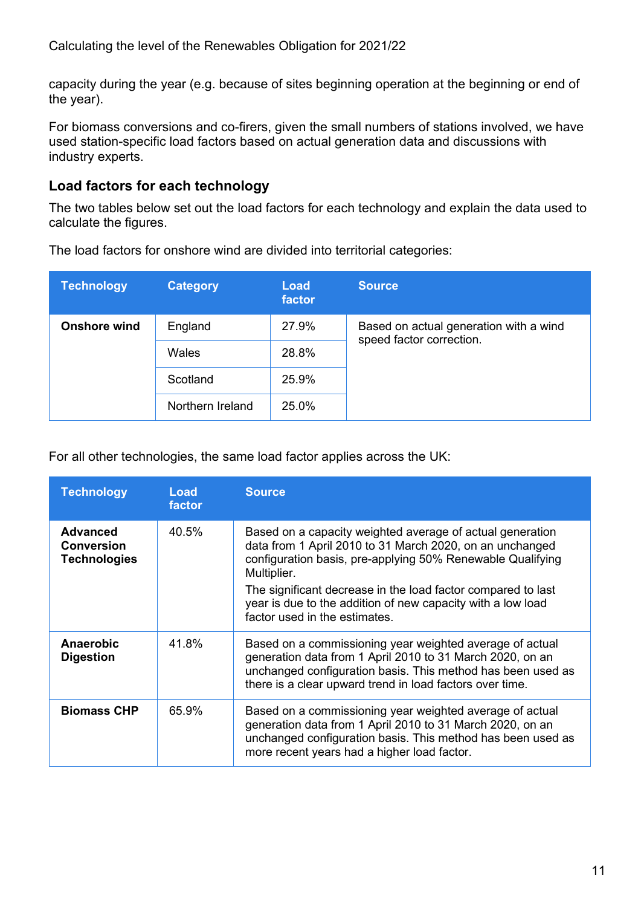capacity during the year (e.g. because of sites beginning operation at the beginning or end of the year).

For biomass conversions and co-firers, given the small numbers of stations involved, we have used station-specific load factors based on actual generation data and discussions with industry experts.

### Load factors for each technology

The two tables below set out the load factors for each technology and explain the data used to calculate the figures.

The load factors for onshore wind are divided into territorial categories:

| Technology | Category | Load factor | Source |
|---|---|---|---|
| **Onshore wind** | England | 27.9% | Based on actual generation with a wind speed factor correction. |
| | Wales | 28.8% | |
| | Scotland | 25.9% | |
| | Northern Ireland | 25.0% | |

For all other technologies, the same load factor applies across the UK:

| Technology | Load factor | Source |
|---|---|---|
| **Advanced Conversion Technologies** | 40.5% | Based on a capacity weighted average of actual generation data from 1 April 2010 to 31 March 2020, on an unchanged configuration basis, pre-applying 50% Renewable Qualifying Multiplier. The significant decrease in the load factor compared to last year is due to the addition of new capacity with a low load factor used in the estimates. |
| **Anaerobic Digestion** | 41.8% | Based on a commissioning year weighted average of actual generation data from 1 April 2010 to 31 March 2020, on an unchanged configuration basis. This method has been used as there is a clear upward trend in load factors over time. |
| **Biomass CHP** | 65.9% | Based on a commissioning year weighted average of actual generation data from 1 April 2010 to 31 March 2020, on an unchanged configuration basis. This method has been used as more recent years had a higher load factor. |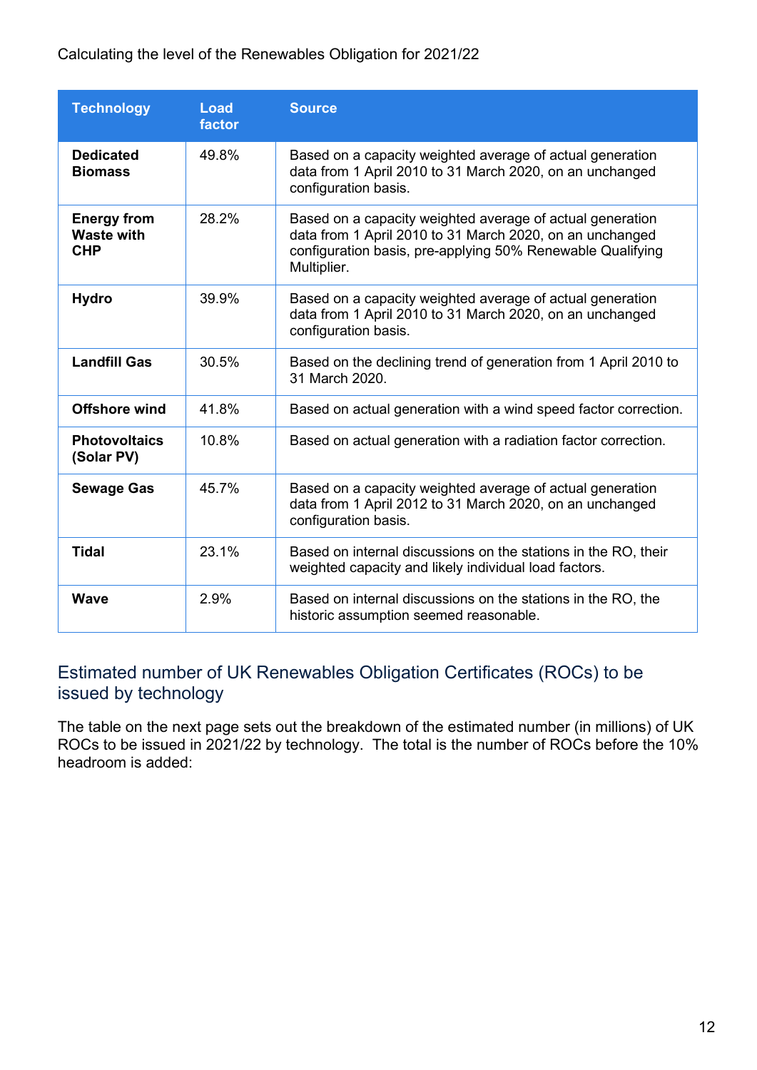Calculating the level of the Renewables Obligation for 2021/22

| Technology | Load factor | Source |
|---|---|---|
| **Dedicated Biomass** | 49.8% | Based on a capacity weighted average of actual generation data from 1 April 2010 to 31 March 2020, on an unchanged configuration basis. |
| **Energy from Waste with CHP** | 28.2% | Based on a capacity weighted average of actual generation data from 1 April 2010 to 31 March 2020, on an unchanged configuration basis, pre-applying 50% Renewable Qualifying Multiplier. |
| **Hydro** | 39.9% | Based on a capacity weighted average of actual generation data from 1 April 2010 to 31 March 2020, on an unchanged configuration basis. |
| **Landfill Gas** | 30.5% | Based on the declining trend of generation from 1 April 2010 to 31 March 2020. |
| **Offshore wind** | 41.8% | Based on actual generation with a wind speed factor correction. |
| **Photovoltaics (Solar PV)** | 10.8% | Based on actual generation with a radiation factor correction. |
| **Sewage Gas** | 45.7% | Based on a capacity weighted average of actual generation data from 1 April 2012 to 31 March 2020, on an unchanged configuration basis. |
| **Tidal** | 23.1% | Based on internal discussions on the stations in the RO, their weighted capacity and likely individual load factors. |
| **Wave** | 2.9% | Based on internal discussions on the stations in the RO, the historic assumption seemed reasonable. |

## Estimated number of UK Renewables Obligation Certificates (ROCs) to be issued by technology

The table on the next page sets out the breakdown of the estimated number (in millions) of UK ROCs to be issued in 2021/22 by technology. The total is the number of ROCs before the 10% headroom is added: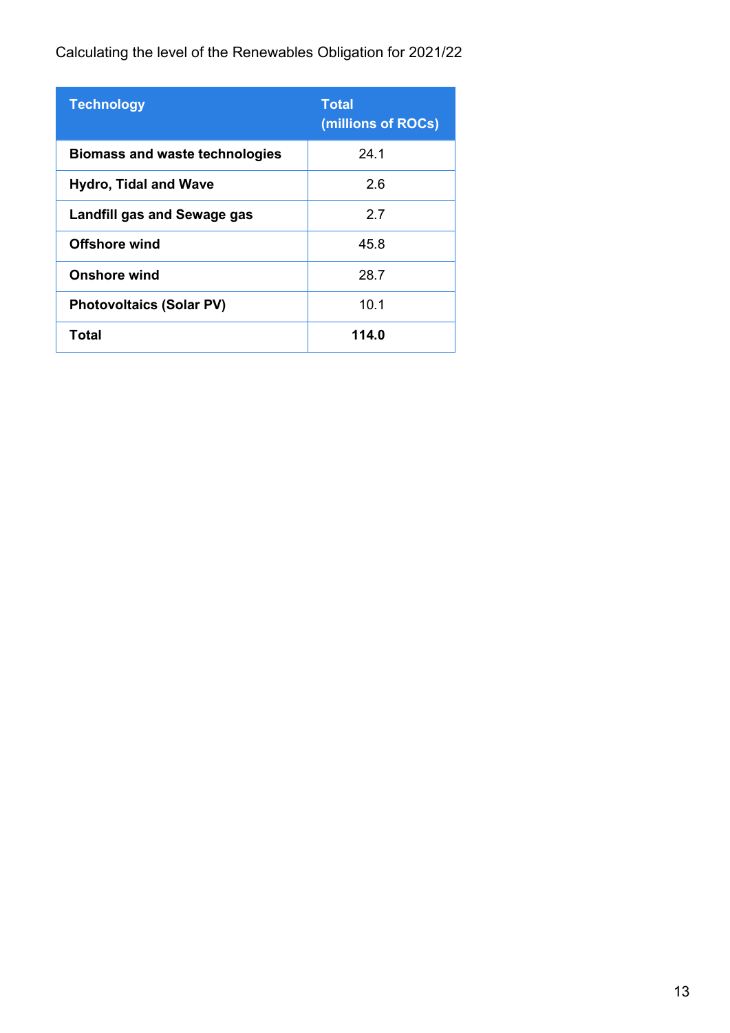Calculating the level of the Renewables Obligation for 2021/22

| Technology | Total (millions of ROCs) |
|---|---|
| **Biomass and waste technologies** | 24.1 |
| **Hydro, Tidal and Wave** | 2.6 |
| **Landfill gas and Sewage gas** | 2.7 |
| **Offshore wind** | 45.8 |
| **Onshore wind** | 28.7 |
| **Photovoltaics (Solar PV)** | 10.1 |
| **Total** | **114.0** |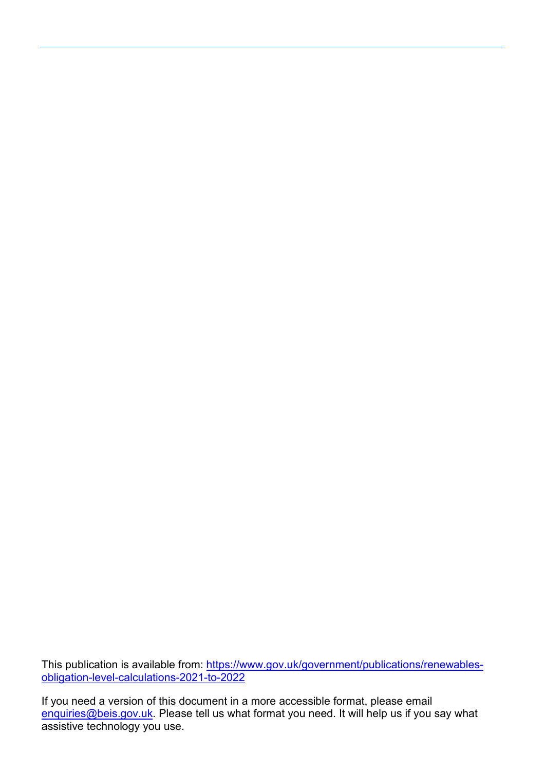This publication is available from: https://www.gov.uk/government/publications/renewables-obligation-level-calculations-2021-to-2022

If you need a version of this document in a more accessible format, please email enquiries@beis.gov.uk. Please tell us what format you need. It will help us if you say what assistive technology you use.